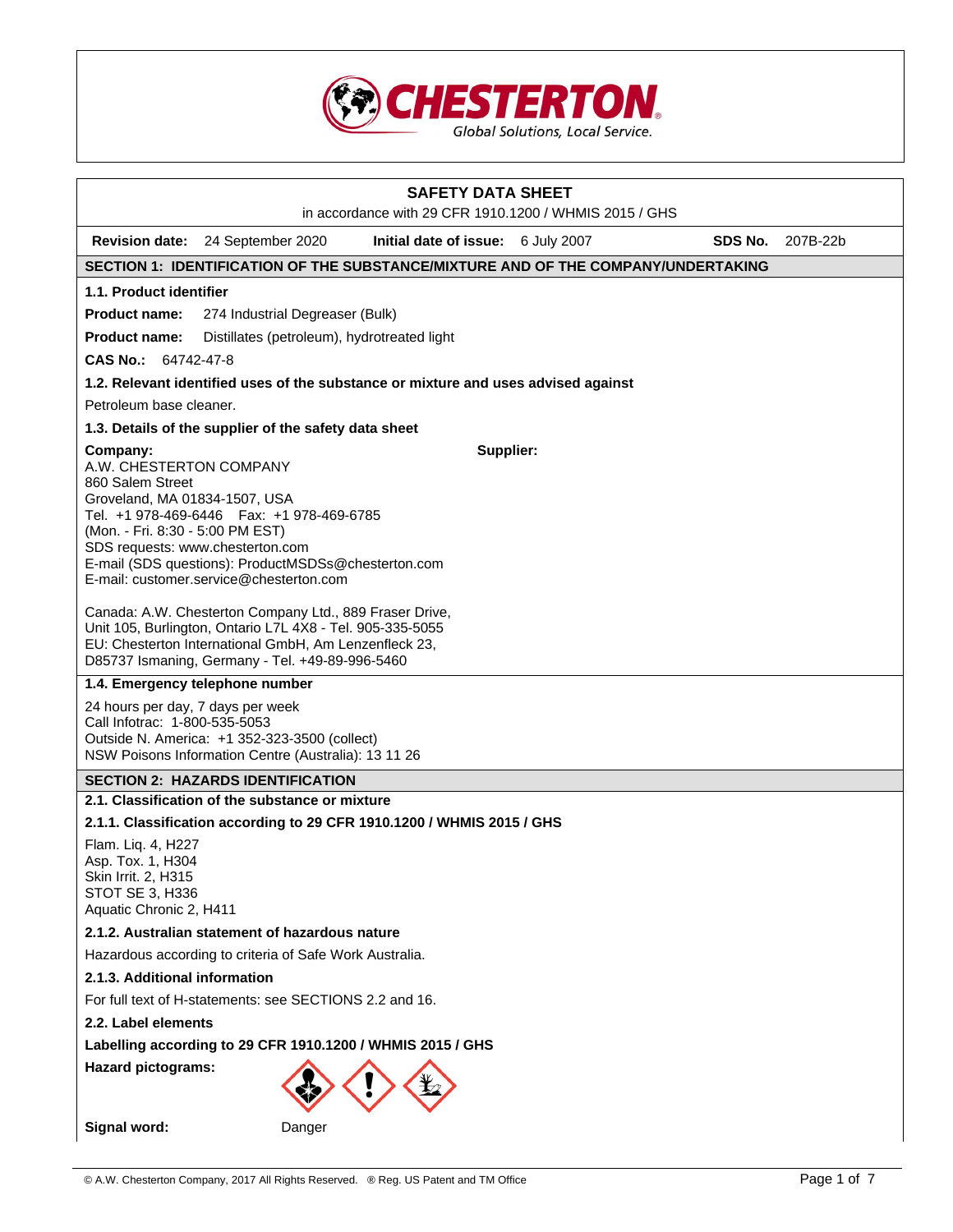CHESTERTON
Global Solutions, Local Service.

# SAFETY DATA SHEET

in accordance with 29 CFR 1910.1200 / WHMIS 2015 / GHS

**Revision date:** 24 September 2020 **Initial date of issue:** 6 July 2007 **SDS No.** 207B-22b

## SECTION 1: IDENTIFICATION OF THE SUBSTANCE/MIXTURE AND OF THE COMPANY/UNDERTAKING

### 1.1. Product identifier

**Product name:** 274 Industrial Degreaser (Bulk)

**Product name:** Distillates (petroleum), hydrotreated light

**CAS No.:** 64742-47-8

### 1.2. Relevant identified uses of the substance or mixture and uses advised against

Petroleum base cleaner.

### 1.3. Details of the supplier of the safety data sheet

**Company:**
A.W. CHESTERTON COMPANY
860 Salem Street
Groveland, MA 01834-1507, USA
Tel. +1 978-469-6446 Fax: +1 978-469-6785
(Mon. - Fri. 8:30 - 5:00 PM EST)
SDS requests: www.chesterton.com
E-mail (SDS questions): ProductMSDSs@chesterton.com
E-mail: customer.service@chesterton.com

**Supplier:**

Canada: A.W. Chesterton Company Ltd., 889 Fraser Drive,
Unit 105, Burlington, Ontario L7L 4X8 - Tel. 905-335-5055
EU: Chesterton International GmbH, Am Lenzenfleck 23,
D85737 Ismaning, Germany - Tel. +49-89-996-5460

### 1.4. Emergency telephone number

24 hours per day, 7 days per week
Call Infotrac: 1-800-535-5053
Outside N. America: +1 352-323-3500 (collect)
NSW Poisons Information Centre (Australia): 13 11 26

## SECTION 2: HAZARDS IDENTIFICATION

### 2.1. Classification of the substance or mixture

#### 2.1.1. Classification according to 29 CFR 1910.1200 / WHMIS 2015 / GHS

Flam. Liq. 4, H227
Asp. Tox. 1, H304
Skin Irrit. 2, H315
STOT SE 3, H336
Aquatic Chronic 2, H411

#### 2.1.2. Australian statement of hazardous nature

Hazardous according to criteria of Safe Work Australia.

#### 2.1.3. Additional information

For full text of H-statements: see SECTIONS 2.2 and 16.

### 2.2. Label elements

**Labelling according to 29 CFR 1910.1200 / WHMIS 2015 / GHS**

**Hazard pictograms:**

**Signal word:** Danger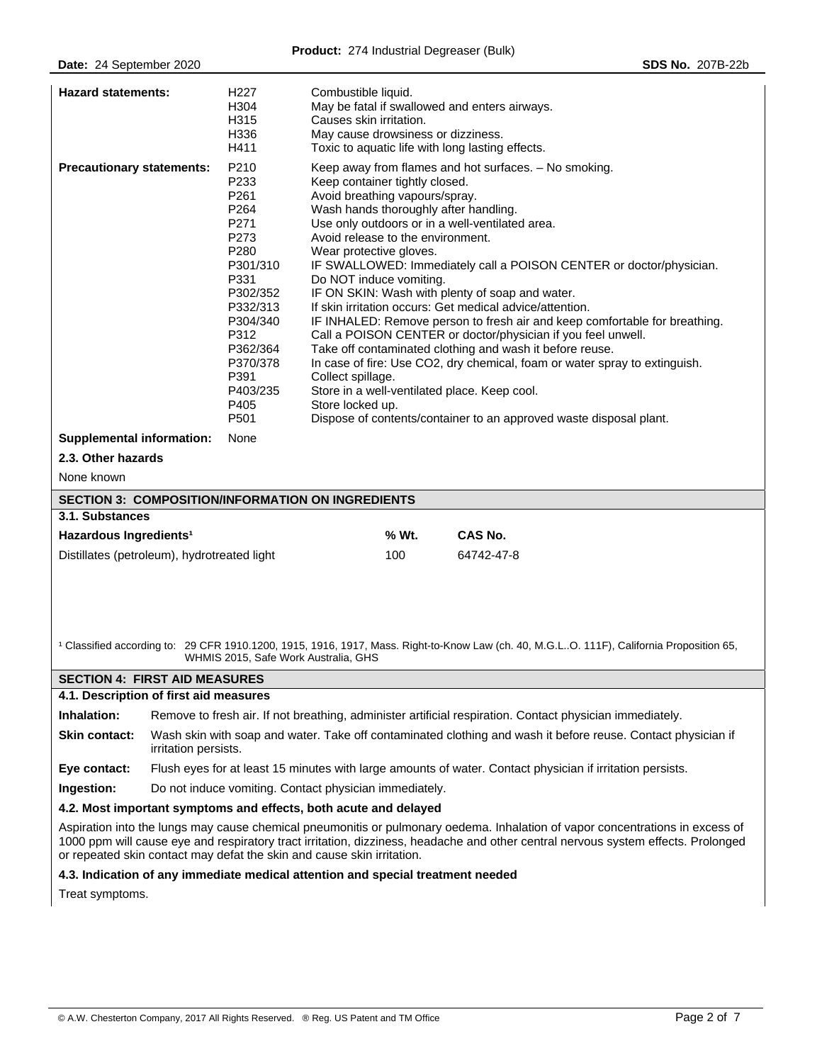| | | |
|---|---|---|
| **Hazard statements:** | H227 | Combustible liquid. |
| | H304 | May be fatal if swallowed and enters airways. |
| | H315 | Causes skin irritation. |
| | H336 | May cause drowsiness or dizziness. |
| | H411 | Toxic to aquatic life with long lasting effects. |
| **Precautionary statements:** | P210 | Keep away from flames and hot surfaces. – No smoking. |
| | P233 | Keep container tightly closed. |
| | P261 | Avoid breathing vapours/spray. |
| | P264 | Wash hands thoroughly after handling. |
| | P271 | Use only outdoors or in a well-ventilated area. |
| | P273 | Avoid release to the environment. |
| | P280 | Wear protective gloves. |
| | P301/310 | IF SWALLOWED: Immediately call a POISON CENTER or doctor/physician. |
| | P331 | Do NOT induce vomiting. |
| | P302/352 | IF ON SKIN: Wash with plenty of soap and water. |
| | P332/313 | If skin irritation occurs: Get medical advice/attention. |
| | P304/340 | IF INHALED: Remove person to fresh air and keep comfortable for breathing. |
| | P312 | Call a POISON CENTER or doctor/physician if you feel unwell. |
| | P362/364 | Take off contaminated clothing and wash it before reuse. |
| | P370/378 | In case of fire: Use CO2, dry chemical, foam or water spray to extinguish. |
| | P391 | Collect spillage. |
| | P403/235 | Store in a well-ventilated place. Keep cool. |
| | P405 | Store locked up. |
| | P501 | Dispose of contents/container to an approved waste disposal plant. |
| **Supplemental information:** | None | |

### 2.3. Other hazards

None known

## SECTION 3: COMPOSITION/INFORMATION ON INGREDIENTS

### 3.1. Substances

| Hazardous Ingredients[1] | % Wt. | CAS No. |
|---|---|---|
| Distillates (petroleum), hydrotreated light | 100 | 64742-47-8 |

[1] Classified according to: 29 CFR 1910.1200, 1915, 1916, 1917, Mass. Right-to-Know Law (ch. 40, M.G.L..O. 111F), California Proposition 65, WHMIS 2015, Safe Work Australia, GHS

## SECTION 4: FIRST AID MEASURES

### 4.1. Description of first aid measures

**Inhalation:** Remove to fresh air. If not breathing, administer artificial respiration. Contact physician immediately.

**Skin contact:** Wash skin with soap and water. Take off contaminated clothing and wash it before reuse. Contact physician if irritation persists.

**Eye contact:** Flush eyes for at least 15 minutes with large amounts of water. Contact physician if irritation persists.

**Ingestion:** Do not induce vomiting. Contact physician immediately.

### 4.2. Most important symptoms and effects, both acute and delayed

Aspiration into the lungs may cause chemical pneumonitis or pulmonary oedema. Inhalation of vapor concentrations in excess of 1000 ppm will cause eye and respiratory tract irritation, dizziness, headache and other central nervous system effects. Prolonged or repeated skin contact may defat the skin and cause skin irritation.

### 4.3. Indication of any immediate medical attention and special treatment needed

Treat symptoms.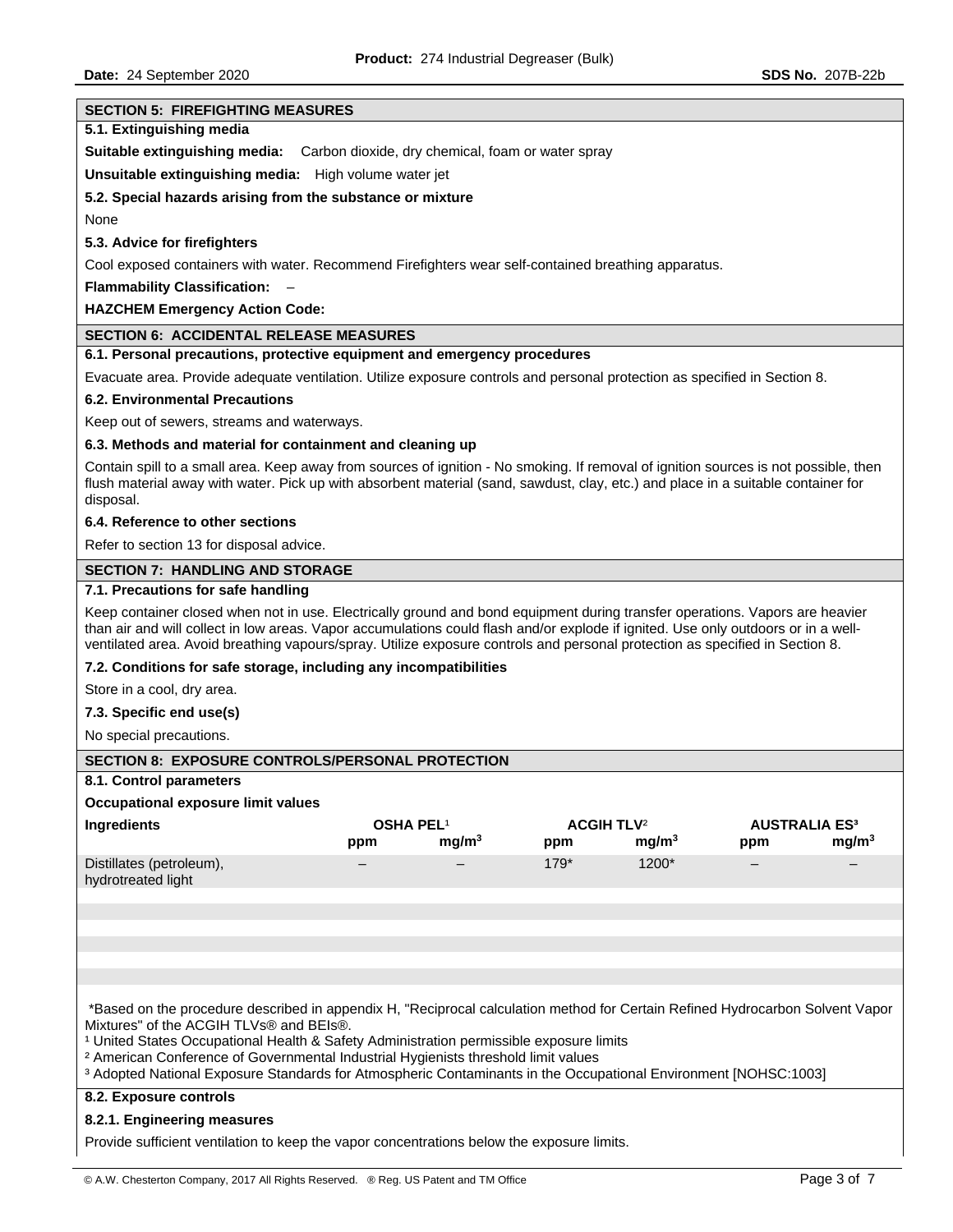## SECTION 5: FIREFIGHTING MEASURES

### 5.1. Extinguishing media

**Suitable extinguishing media:** Carbon dioxide, dry chemical, foam or water spray

**Unsuitable extinguishing media:** High volume water jet

### 5.2. Special hazards arising from the substance or mixture

None

### 5.3. Advice for firefighters

Cool exposed containers with water. Recommend Firefighters wear self-contained breathing apparatus.

**Flammability Classification:** –

**HAZCHEM Emergency Action Code:**

## SECTION 6: ACCIDENTAL RELEASE MEASURES

### 6.1. Personal precautions, protective equipment and emergency procedures

Evacuate area. Provide adequate ventilation. Utilize exposure controls and personal protection as specified in Section 8.

### 6.2. Environmental Precautions

Keep out of sewers, streams and waterways.

### 6.3. Methods and material for containment and cleaning up

Contain spill to a small area. Keep away from sources of ignition - No smoking. If removal of ignition sources is not possible, then flush material away with water. Pick up with absorbent material (sand, sawdust, clay, etc.) and place in a suitable container for disposal.

### 6.4. Reference to other sections

Refer to section 13 for disposal advice.

## SECTION 7: HANDLING AND STORAGE

### 7.1. Precautions for safe handling

Keep container closed when not in use. Electrically ground and bond equipment during transfer operations. Vapors are heavier than air and will collect in low areas. Vapor accumulations could flash and/or explode if ignited. Use only outdoors or in a well-ventilated area. Avoid breathing vapours/spray. Utilize exposure controls and personal protection as specified in Section 8.

### 7.2. Conditions for safe storage, including any incompatibilities

Store in a cool, dry area.

### 7.3. Specific end use(s)

No special precautions.

## SECTION 8: EXPOSURE CONTROLS/PERSONAL PROTECTION

### 8.1. Control parameters

**Occupational exposure limit values**

| Ingredients | OSHA PEL[1] | | ACGIH TLV[2] | | AUSTRALIA ES[3] | |
|---|---|---|---|---|---|---|
| | ppm | $mg/m^3$ | ppm | $mg/m^3$ | ppm | $mg/m^3$ |
| Distillates (petroleum), hydrotreated light | – | – | 179* | 1200* | – | – |

*Based on the procedure described in appendix H, "Reciprocal calculation method for Certain Refined Hydrocarbon Solvent Vapor Mixtures" of the ACGIH TLVs® and BEIs®.

[1] United States Occupational Health & Safety Administration permissible exposure limits

[2] American Conference of Governmental Industrial Hygienists threshold limit values

[3] Adopted National Exposure Standards for Atmospheric Contaminants in the Occupational Environment [NOHSC:1003]

### 8.2. Exposure controls

#### 8.2.1. Engineering measures

Provide sufficient ventilation to keep the vapor concentrations below the exposure limits.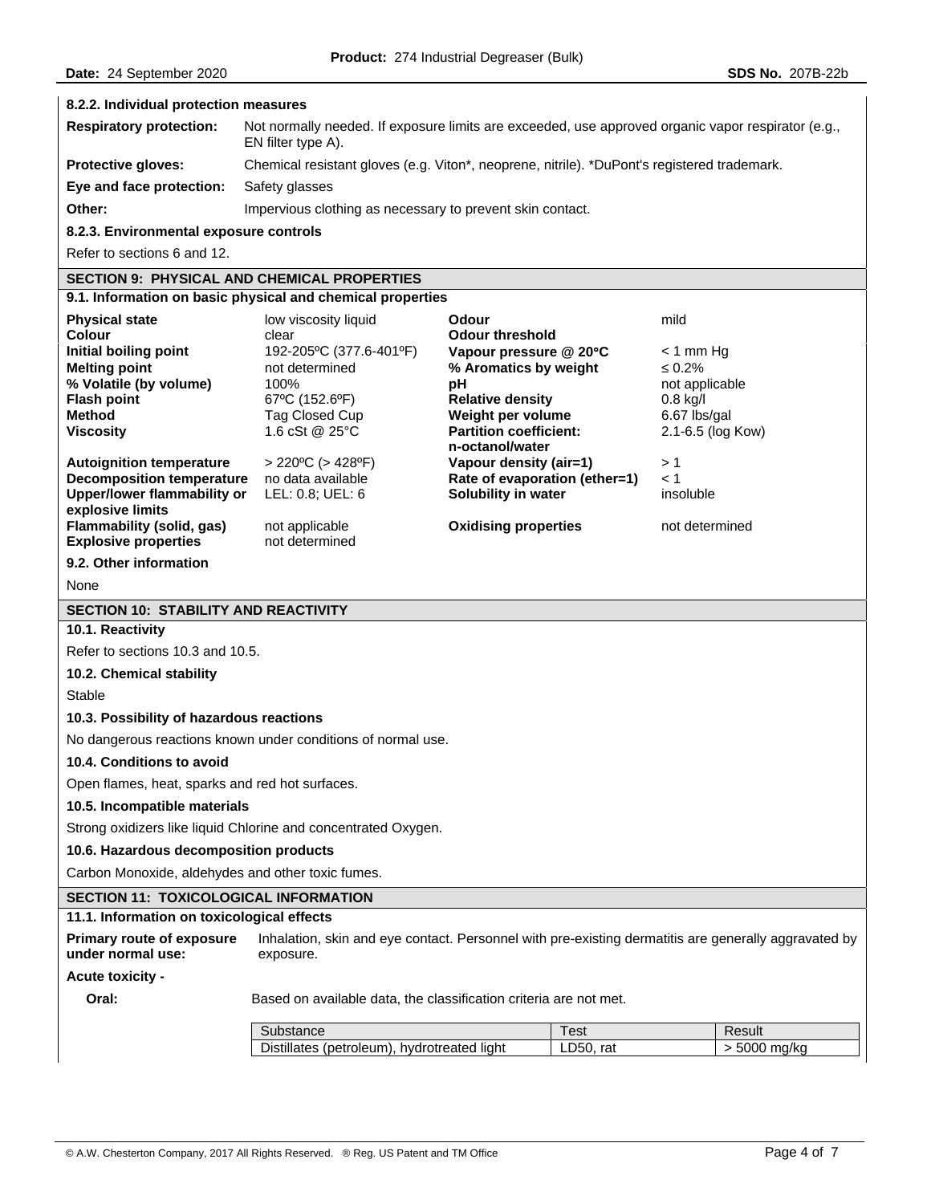#### 8.2.2. Individual protection measures

| | |
|---|---|
| **Respiratory protection:** | Not normally needed. If exposure limits are exceeded, use approved organic vapor respirator (e.g., EN filter type A). |
| **Protective gloves:** | Chemical resistant gloves (e.g. Viton*, neoprene, nitrile). *DuPont's registered trademark. |
| **Eye and face protection:** | Safety glasses |
| **Other:** | Impervious clothing as necessary to prevent skin contact. |

#### 8.2.3. Environmental exposure controls

Refer to sections 6 and 12.

## SECTION 9: PHYSICAL AND CHEMICAL PROPERTIES

### 9.1. Information on basic physical and chemical properties

| | | | |
|---|---|---|---|
| **Physical state** | low viscosity liquid | **Odour** | mild |
| **Colour** | clear | **Odour threshold** | |
| **Initial boiling point** | 192-205ºC (377.6-401ºF) | **Vapour pressure @ 20°C** | < 1 mm Hg |
| **Melting point** | not determined | **% Aromatics by weight** | ≤ 0.2% |
| **% Volatile (by volume)** | 100% | **pH** | not applicable |
| **Flash point** | 67ºC (152.6ºF) | **Relative density** | 0.8 kg/l |
| **Method** | Tag Closed Cup | **Weight per volume** | 6.67 lbs/gal |
| **Viscosity** | 1.6 cSt @ 25°C | **Partition coefficient: n-octanol/water** | 2.1-6.5 (log Kow) |
| **Autoignition temperature** | > 220ºC (> 428ºF) | **Vapour density (air=1)** | > 1 |
| **Decomposition temperature** | no data available | **Rate of evaporation (ether=1)** | < 1 |
| **Upper/lower flammability or explosive limits** | LEL: 0.8; UEL: 6 | **Solubility in water** | insoluble |
| **Flammability (solid, gas)** | not applicable | **Oxidising properties** | not determined |
| **Explosive properties** | not determined | | |

### 9.2. Other information

None

## SECTION 10: STABILITY AND REACTIVITY

### 10.1. Reactivity

Refer to sections 10.3 and 10.5.

### 10.2. Chemical stability

Stable

### 10.3. Possibility of hazardous reactions

No dangerous reactions known under conditions of normal use.

### 10.4. Conditions to avoid

Open flames, heat, sparks and red hot surfaces.

### 10.5. Incompatible materials

Strong oxidizers like liquid Chlorine and concentrated Oxygen.

### 10.6. Hazardous decomposition products

Carbon Monoxide, aldehydes and other toxic fumes.

## SECTION 11: TOXICOLOGICAL INFORMATION

### 11.1. Information on toxicological effects

**Primary route of exposure under normal use:** Inhalation, skin and eye contact. Personnel with pre-existing dermatitis are generally aggravated by exposure.

**Acute toxicity -**

**Oral:** Based on available data, the classification criteria are not met.

| Substance | Test | Result |
|---|---|---|
| Distillates (petroleum), hydrotreated light | LD50, rat | > 5000 mg/kg |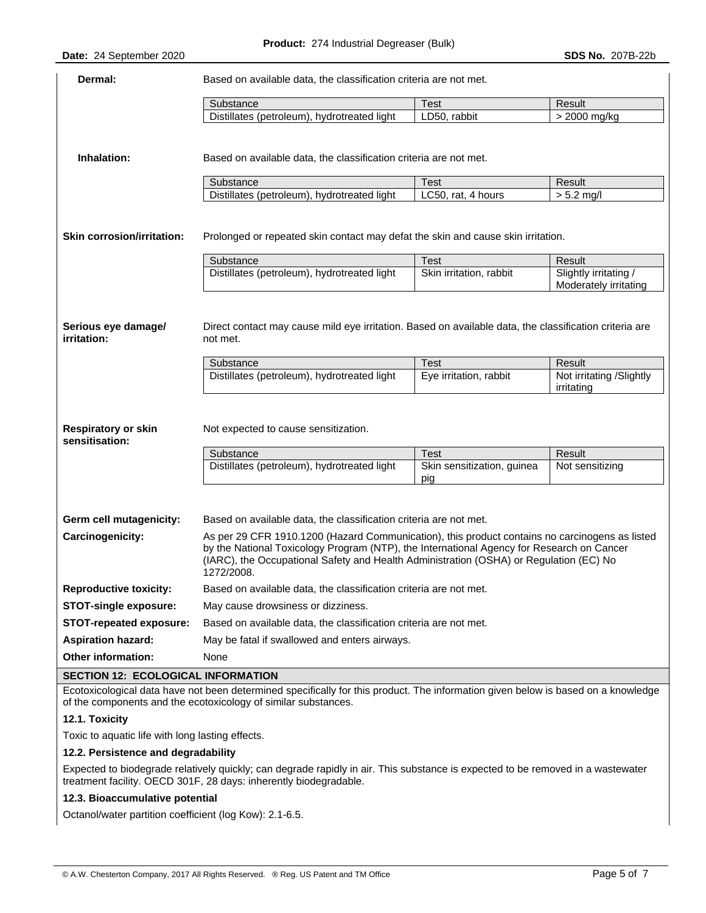**Dermal:** Based on available data, the classification criteria are not met.

| Substance | Test | Result |
| --- | --- | --- |
| Distillates (petroleum), hydrotreated light | LD50, rabbit | > 2000 mg/kg |

**Inhalation:** Based on available data, the classification criteria are not met.

| Substance | Test | Result |
| --- | --- | --- |
| Distillates (petroleum), hydrotreated light | LC50, rat, 4 hours | > 5.2 mg/l |

**Skin corrosion/irritation:** Prolonged or repeated skin contact may defat the skin and cause skin irritation.

| Substance | Test | Result |
| --- | --- | --- |
| Distillates (petroleum), hydrotreated light | Skin irritation, rabbit | Slightly irritating / Moderately irritating |

**Serious eye damage/ irritation:** Direct contact may cause mild eye irritation. Based on available data, the classification criteria are not met.

| Substance | Test | Result |
| --- | --- | --- |
| Distillates (petroleum), hydrotreated light | Eye irritation, rabbit | Not irritating /Slightly irritating |

**Respiratory or skin sensitisation:** Not expected to cause sensitization.

| Substance | Test | Result |
| --- | --- | --- |
| Distillates (petroleum), hydrotreated light | Skin sensitization, guinea pig | Not sensitizing |

**Germ cell mutagenicity:** Based on available data, the classification criteria are not met.

**Carcinogenicity:** As per 29 CFR 1910.1200 (Hazard Communication), this product contains no carcinogens as listed by the National Toxicology Program (NTP), the International Agency for Research on Cancer (IARC), the Occupational Safety and Health Administration (OSHA) or Regulation (EC) No 1272/2008.

**Reproductive toxicity:** Based on available data, the classification criteria are not met.

**STOT-single exposure:** May cause drowsiness or dizziness.

**STOT-repeated exposure:** Based on available data, the classification criteria are not met.

**Aspiration hazard:** May be fatal if swallowed and enters airways.

**Other information:** None

## SECTION 12: ECOLOGICAL INFORMATION

Ecotoxicological data have not been determined specifically for this product. The information given below is based on a knowledge of the components and the ecotoxicology of similar substances.

### 12.1. Toxicity

Toxic to aquatic life with long lasting effects.

### 12.2. Persistence and degradability

Expected to biodegrade relatively quickly; can degrade rapidly in air. This substance is expected to be removed in a wastewater treatment facility. OECD 301F, 28 days: inherently biodegradable.

### 12.3. Bioaccumulative potential

Octanol/water partition coefficient (log Kow): 2.1-6.5.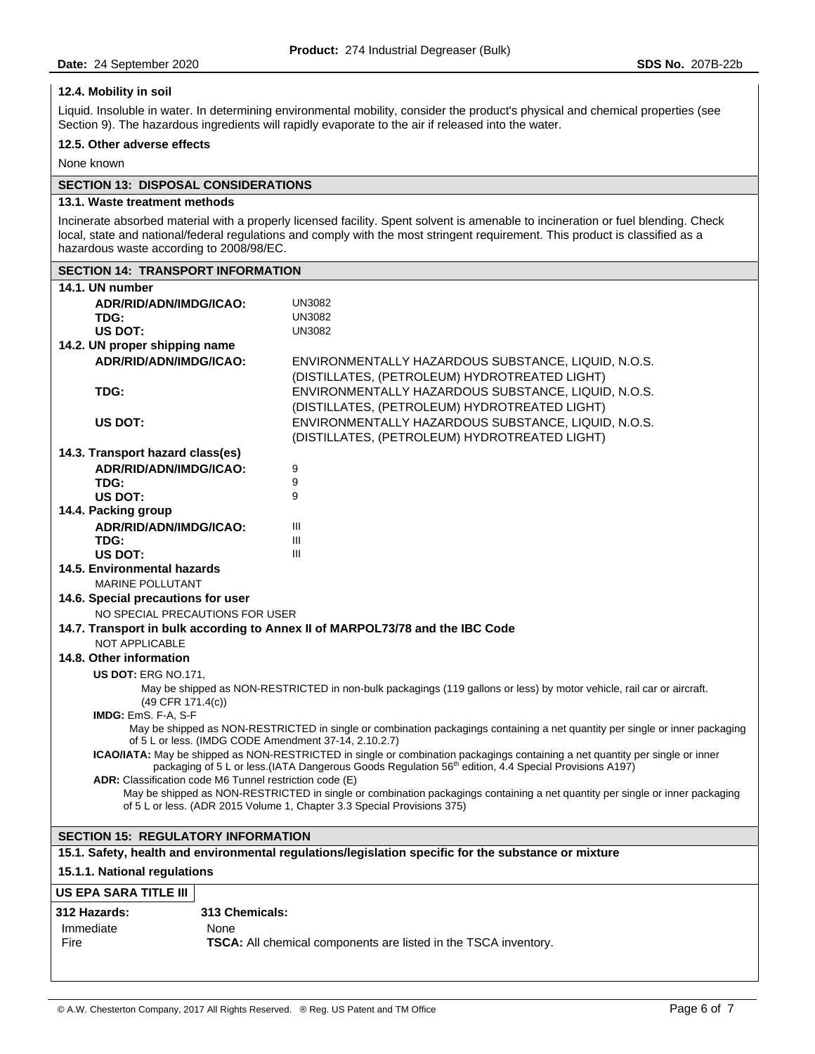### 12.4. Mobility in soil

Liquid. Insoluble in water. In determining environmental mobility, consider the product's physical and chemical properties (see Section 9). The hazardous ingredients will rapidly evaporate to the air if released into the water.

### 12.5. Other adverse effects

None known

## SECTION 13: DISPOSAL CONSIDERATIONS

### 13.1. Waste treatment methods

Incinerate absorbed material with a properly licensed facility. Spent solvent is amenable to incineration or fuel blending. Check local, state and national/federal regulations and comply with the most stringent requirement. This product is classified as a hazardous waste according to 2008/98/EC.

## SECTION 14: TRANSPORT INFORMATION

### 14.1. UN number

| | |
|---|---|
| **ADR/RID/ADN/IMDG/ICAO:** | UN3082 |
| **TDG:** | UN3082 |
| **US DOT:** | UN3082 |

### 14.2. UN proper shipping name

| | |
|---|---|
| **ADR/RID/ADN/IMDG/ICAO:** | ENVIRONMENTALLY HAZARDOUS SUBSTANCE, LIQUID, N.O.S. (DISTILLATES, (PETROLEUM) HYDROTREATED LIGHT) |
| **TDG:** | ENVIRONMENTALLY HAZARDOUS SUBSTANCE, LIQUID, N.O.S. (DISTILLATES, (PETROLEUM) HYDROTREATED LIGHT) |
| **US DOT:** | ENVIRONMENTALLY HAZARDOUS SUBSTANCE, LIQUID, N.O.S. (DISTILLATES, (PETROLEUM) HYDROTREATED LIGHT) |

### 14.3. Transport hazard class(es)

| | |
|---|---|
| **ADR/RID/ADN/IMDG/ICAO:** | 9 |
| **TDG:** | 9 |
| **US DOT:** | 9 |

### 14.4. Packing group

| | |
|---|---|
| **ADR/RID/ADN/IMDG/ICAO:** | III |
| **TDG:** | III |
| **US DOT:** | III |

### 14.5. Environmental hazards

MARINE POLLUTANT

### 14.6. Special precautions for user

NO SPECIAL PRECAUTIONS FOR USER

### 14.7. Transport in bulk according to Annex II of MARPOL73/78 and the IBC Code

NOT APPLICABLE

### 14.8. Other information

**US DOT:** ERG NO.171,
May be shipped as NON-RESTRICTED in non-bulk packagings (119 gallons or less) by motor vehicle, rail car or aircraft. (49 CFR 171.4(c))

**IMDG:** EmS. F-A, S-F
May be shipped as NON-RESTRICTED in single or combination packagings containing a net quantity per single or inner packaging of 5 L or less. (IMDG CODE Amendment 37-14, 2.10.2.7)

**ICAO/IATA:** May be shipped as NON-RESTRICTED in single or combination packagings containing a net quantity per single or inner packaging of 5 L or less.(IATA Dangerous Goods Regulation 56th edition, 4.4 Special Provisions A197)

**ADR:** Classification code M6 Tunnel restriction code (E)
May be shipped as NON-RESTRICTED in single or combination packagings containing a net quantity per single or inner packaging of 5 L or less. (ADR 2015 Volume 1, Chapter 3.3 Special Provisions 375)

## SECTION 15: REGULATORY INFORMATION

### 15.1. Safety, health and environmental regulations/legislation specific for the substance or mixture

### 15.1.1. National regulations

**US EPA SARA TITLE III**

| **312 Hazards:** | **313 Chemicals:** |
|---|---|
| Immediate | None |
| Fire | **TSCA:** All chemical components are listed in the TSCA inventory. |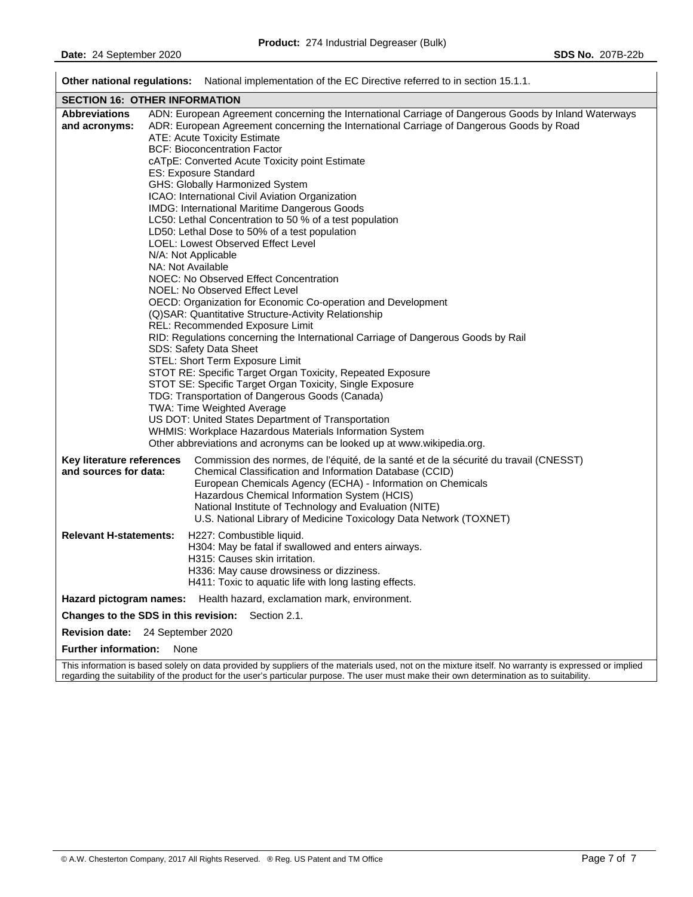**Other national regulations:** National implementation of the EC Directive referred to in section 15.1.1.

## SECTION 16: OTHER INFORMATION

**Abbreviations and acronyms:**

ADN: European Agreement concerning the International Carriage of Dangerous Goods by Inland Waterways
ADR: European Agreement concerning the International Carriage of Dangerous Goods by Road
ATE: Acute Toxicity Estimate
BCF: Bioconcentration Factor
cATpE: Converted Acute Toxicity point Estimate
ES: Exposure Standard
GHS: Globally Harmonized System
ICAO: International Civil Aviation Organization
IMDG: International Maritime Dangerous Goods
LC50: Lethal Concentration to 50 % of a test population
LD50: Lethal Dose to 50% of a test population
LOEL: Lowest Observed Effect Level
N/A: Not Applicable
NA: Not Available
NOEC: No Observed Effect Concentration
NOEL: No Observed Effect Level
OECD: Organization for Economic Co-operation and Development
(Q)SAR: Quantitative Structure-Activity Relationship
REL: Recommended Exposure Limit
RID: Regulations concerning the International Carriage of Dangerous Goods by Rail
SDS: Safety Data Sheet
STEL: Short Term Exposure Limit
STOT RE: Specific Target Organ Toxicity, Repeated Exposure
STOT SE: Specific Target Organ Toxicity, Single Exposure
TDG: Transportation of Dangerous Goods (Canada)
TWA: Time Weighted Average
US DOT: United States Department of Transportation
WHMIS: Workplace Hazardous Materials Information System
Other abbreviations and acronyms can be looked up at www.wikipedia.org.

**Key literature references and sources for data:**

Commission des normes, de l'équité, de la santé et de la sécurité du travail (CNESST)
Chemical Classification and Information Database (CCID)
European Chemicals Agency (ECHA) - Information on Chemicals
Hazardous Chemical Information System (HCIS)
National Institute of Technology and Evaluation (NITE)
U.S. National Library of Medicine Toxicology Data Network (TOXNET)

**Relevant H-statements:**

H227: Combustible liquid.
H304: May be fatal if swallowed and enters airways.
H315: Causes skin irritation.
H336: May cause drowsiness or dizziness.
H411: Toxic to aquatic life with long lasting effects.

**Hazard pictogram names:** Health hazard, exclamation mark, environment.

**Changes to the SDS in this revision:** Section 2.1.

**Revision date:** 24 September 2020

**Further information:** None

This information is based solely on data provided by suppliers of the materials used, not on the mixture itself. No warranty is expressed or implied regarding the suitability of the product for the user's particular purpose. The user must make their own determination as to suitability.